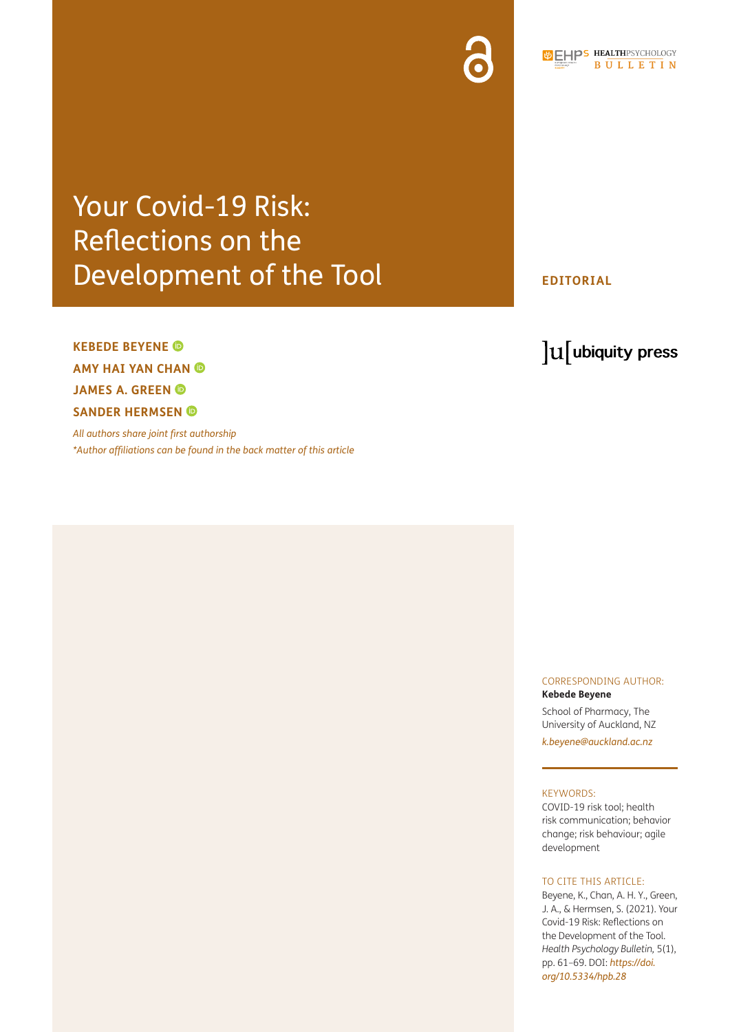# Your Covid-19 Risk: Reflections on the Development of the Tool

**EDITORIAL**

**KEBEDE BEYENE**

**AMY HAI YAN CHAN**

**JAMES A. GREEN**

**SANDER HERMSEN**

*All authors share joint first authorship*

*\*Author affiliations can be found in the back matter of this article*

CORRESPONDING AUTHOR:

**Kebede Beyene**

School of Pharmacy, The University of Auckland, NZ

*k.beyene@auckland.ac.nz*

KEYWORDS:

COVID-19 risk tool; health risk communication; behavior change; risk behaviour; agile development

TO CITE THIS ARTICLE:

Beyene, K., Chan, A. H. Y., Green, J. A., & Hermsen, S. (2021). Your Covid-19 Risk: Reflections on the Development of the Tool. *Health Psychology Bulletin,* 5(1), pp. 61–69. DOI: *https://doi.org/10.5334/hpb.28*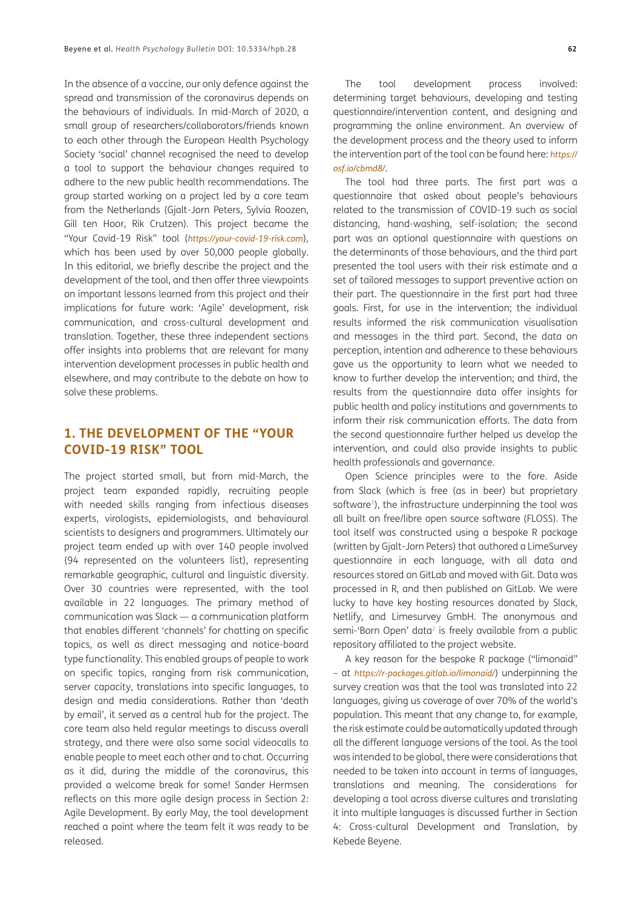In the absence of a vaccine, our only defence against the spread and transmission of the coronavirus depends on the behaviours of individuals. In mid-March of 2020, a small group of researchers/collaborators/friends known to each other through the European Health Psychology Society 'social' channel recognised the need to develop a tool to support the behaviour changes required to adhere to the new public health recommendations. The group started working on a project led by a core team from the Netherlands (Gjalt-Jorn Peters, Sylvia Roozen, Gill ten Hoor, Rik Crutzen). This project became the "Your Covid-19 Risk" tool (*https://your-covid-19-risk.com*), which has been used by over 50,000 people globally. In this editorial, we briefly describe the project and the development of the tool, and then offer three viewpoints on important lessons learned from this project and their implications for future work: 'Agile' development, risk communication, and cross-cultural development and translation. Together, these three independent sections offer insights into problems that are relevant for many intervention development processes in public health and elsewhere, and may contribute to the debate on how to solve these problems.

## 1. THE DEVELOPMENT OF THE "YOUR COVID-19 RISK" TOOL

The project started small, but from mid-March, the project team expanded rapidly, recruiting people with needed skills ranging from infectious diseases experts, virologists, epidemiologists, and behavioural scientists to designers and programmers. Ultimately our project team ended up with over 140 people involved (94 represented on the volunteers list), representing remarkable geographic, cultural and linguistic diversity. Over 30 countries were represented, with the tool available in 22 languages. The primary method of communication was Slack — a communication platform that enables different 'channels' for chatting on specific topics, as well as direct messaging and notice-board type functionality. This enabled groups of people to work on specific topics, ranging from risk communication, server capacity, translations into specific languages, to design and media considerations. Rather than 'death by email', it served as a central hub for the project. The core team also held regular meetings to discuss overall strategy, and there were also some social videocalls to enable people to meet each other and to chat. Occurring as it did, during the middle of the coronavirus, this provided a welcome break for some! Sander Hermsen reflects on this more agile design process in Section 2: Agile Development. By early May, the tool development reached a point where the team felt it was ready to be released.

The tool development process involved: determining target behaviours, developing and testing questionnaire/intervention content, and designing and programming the online environment. An overview of the development process and the theory used to inform the intervention part of the tool can be found here: *https://osf.io/cbmd8/*.

The tool had three parts. The first part was a questionnaire that asked about people's behaviours related to the transmission of COVID-19 such as social distancing, hand-washing, self-isolation; the second part was an optional questionnaire with questions on the determinants of those behaviours, and the third part presented the tool users with their risk estimate and a set of tailored messages to support preventive action on their part. The questionnaire in the first part had three goals. First, for use in the intervention; the individual results informed the risk communication visualisation and messages in the third part. Second, the data on perception, intention and adherence to these behaviours gave us the opportunity to learn what we needed to know to further develop the intervention; and third, the results from the questionnaire data offer insights for public health and policy institutions and governments to inform their risk communication efforts. The data from the second questionnaire further helped us develop the intervention, and could also provide insights to public health professionals and governance.

Open Science principles were to the fore. Aside from Slack (which is free (as in beer) but proprietary software[1]), the infrastructure underpinning the tool was all built on free/libre open source software (FLOSS). The tool itself was constructed using a bespoke R package (written by Gjalt-Jorn Peters) that authored a LimeSurvey questionnaire in each language, with all data and resources stored on GitLab and moved with Git. Data was processed in R, and then published on GitLab. We were lucky to have key hosting resources donated by Slack, Netlify, and Limesurvey GmbH. The anonymous and semi-'Born Open' data[2] is freely available from a public repository affiliated to the project website.

A key reason for the bespoke R package ("limonaid" – at *https://r-packages.gitlab.io/limonaid/*) underpinning the survey creation was that the tool was translated into 22 languages, giving us coverage of over 70% of the world's population. This meant that any change to, for example, the risk estimate could be automatically updated through all the different language versions of the tool. As the tool was intended to be global, there were considerations that needed to be taken into account in terms of languages, translations and meaning. The considerations for developing a tool across diverse cultures and translating it into multiple languages is discussed further in Section 4: Cross-cultural Development and Translation, by Kebede Beyene.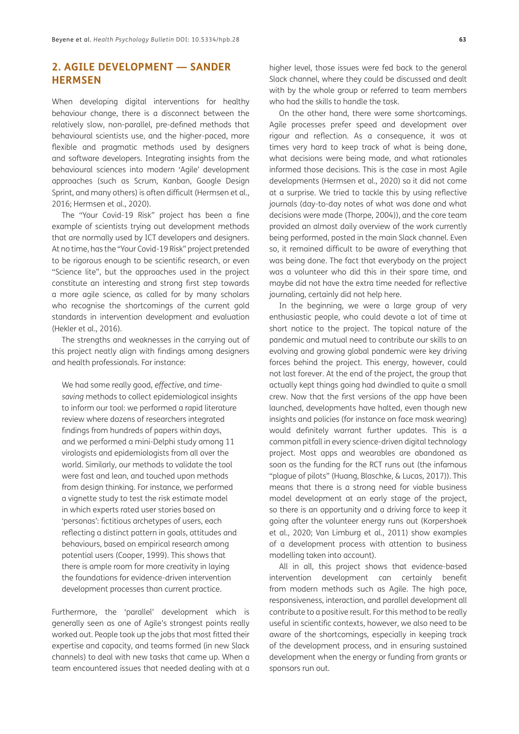## 2. AGILE DEVELOPMENT — SANDER HERMSEN

When developing digital interventions for healthy behaviour change, there is a disconnect between the relatively slow, non-parallel, pre-defined methods that behavioural scientists use, and the higher-paced, more flexible and pragmatic methods used by designers and software developers. Integrating insights from the behavioural sciences into modern 'Agile' development approaches (such as Scrum, Kanban, Google Design Sprint, and many others) is often difficult (Hermsen et al., 2016; Hermsen et al., 2020).

The "Your Covid-19 Risk" project has been a fine example of scientists trying out development methods that are normally used by ICT developers and designers. At no time, has the "Your Covid-19 Risk" project pretended to be rigorous enough to be scientific research, or even "Science lite", but the approaches used in the project constitute an interesting and strong first step towards a more agile science, as called for by many scholars who recognise the shortcomings of the current gold standards in intervention development and evaluation (Hekler et al., 2016).

The strengths and weaknesses in the carrying out of this project neatly align with findings among designers and health professionals. For instance:

> We had some really good, *effective*, and *time-saving* methods to collect epidemiological insights to inform our tool: we performed a rapid literature review where dozens of researchers integrated findings from hundreds of papers within days, and we performed a mini-Delphi study among 11 virologists and epidemiologists from all over the world. Similarly, our methods to validate the tool were fast and lean, and touched upon methods from design thinking. For instance, we performed a vignette study to test the risk estimate model in which experts rated user stories based on 'personas': fictitious archetypes of users, each reflecting a distinct pattern in goals, attitudes and behaviours, based on empirical research among potential users (Cooper, 1999). This shows that there is ample room for more creativity in laying the foundations for evidence-driven intervention development processes than current practice.

Furthermore, the 'parallel' development which is generally seen as one of Agile's strongest points really worked out. People took up the jobs that most fitted their expertise and capacity, and teams formed (in new Slack channels) to deal with new tasks that came up. When a team encountered issues that needed dealing with at a higher level, those issues were fed back to the general Slack channel, where they could be discussed and dealt with by the whole group or referred to team members who had the skills to handle the task.

On the other hand, there were some shortcomings. Agile processes prefer speed and development over rigour and reflection. As a consequence, it was at times very hard to keep track of what is being done, what decisions were being made, and what rationales informed those decisions. This is the case in most Agile developments (Hermsen et al., 2020) so it did not come at a surprise. We tried to tackle this by using reflective journals (day-to-day notes of what was done and what decisions were made (Thorpe, 2004)), and the core team provided an almost daily overview of the work currently being performed, posted in the main Slack channel. Even so, it remained difficult to be aware of everything that was being done. The fact that everybody on the project was a volunteer who did this in their spare time, and maybe did not have the extra time needed for reflective journaling, certainly did not help here.

In the beginning, we were a large group of very enthusiastic people, who could devote a lot of time at short notice to the project. The topical nature of the pandemic and mutual need to contribute our skills to an evolving and growing global pandemic were key driving forces behind the project. This energy, however, could not last forever. At the end of the project, the group that actually kept things going had dwindled to quite a small crew. Now that the first versions of the app have been launched, developments have halted, even though new insights and policies (for instance on face mask wearing) would definitely warrant further updates. This is a common pitfall in every science-driven digital technology project. Most apps and wearables are abandoned as soon as the funding for the RCT runs out (the infamous "plague of pilots" (Huang, Blaschke, & Lucas, 2017)). This means that there is a strong need for viable business model development at an early stage of the project, so there is an opportunity and a driving force to keep it going after the volunteer energy runs out (Korpershoek et al., 2020; Van Limburg et al., 2011) show examples of a development process with attention to business modelling taken into account).

All in all, this project shows that evidence-based intervention development can certainly benefit from modern methods such as Agile. The high pace, responsiveness, interaction, and parallel development all contribute to a positive result. For this method to be really useful in scientific contexts, however, we also need to be aware of the shortcomings, especially in keeping track of the development process, and in ensuring sustained development when the energy or funding from grants or sponsors run out.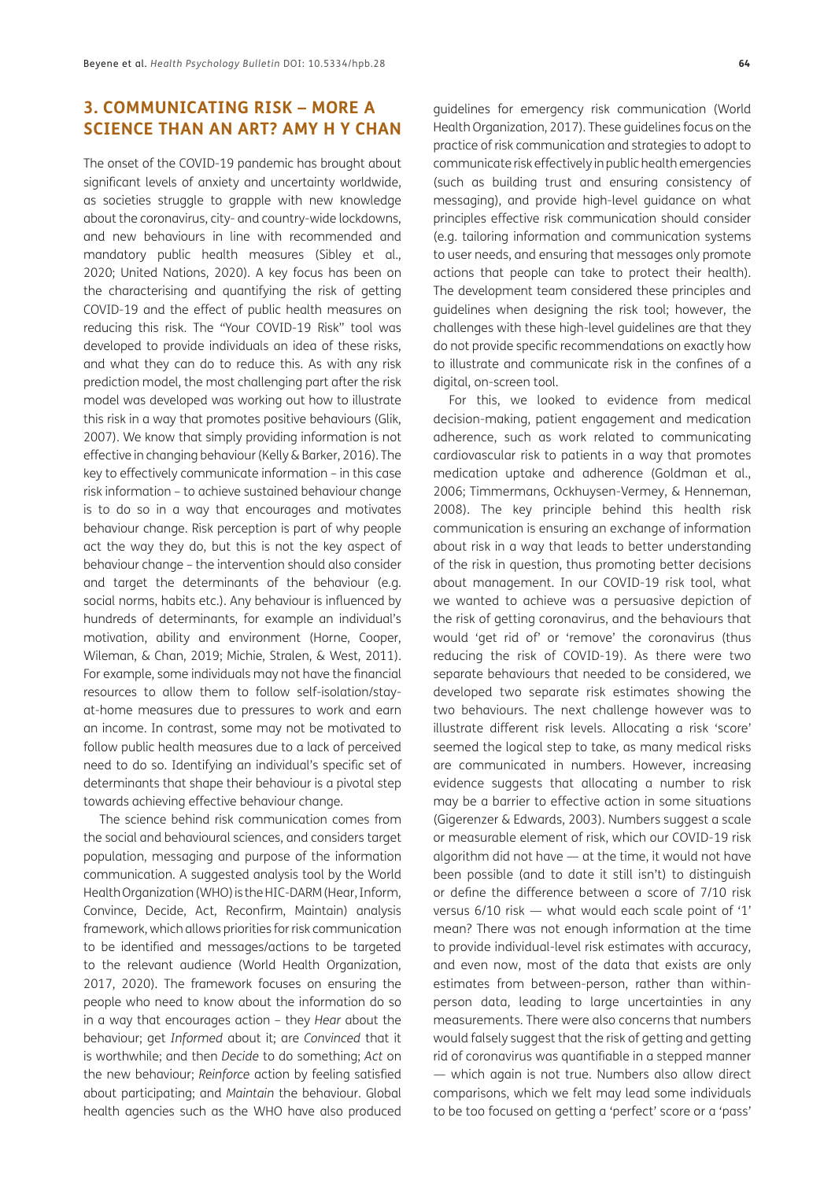## 3. COMMUNICATING RISK – MORE A SCIENCE THAN AN ART? AMY H Y CHAN

The onset of the COVID-19 pandemic has brought about significant levels of anxiety and uncertainty worldwide, as societies struggle to grapple with new knowledge about the coronavirus, city- and country-wide lockdowns, and new behaviours in line with recommended and mandatory public health measures (Sibley et al., 2020; United Nations, 2020). A key focus has been on the characterising and quantifying the risk of getting COVID-19 and the effect of public health measures on reducing this risk. The "Your COVID-19 Risk" tool was developed to provide individuals an idea of these risks, and what they can do to reduce this. As with any risk prediction model, the most challenging part after the risk model was developed was working out how to illustrate this risk in a way that promotes positive behaviours (Glik, 2007). We know that simply providing information is not effective in changing behaviour (Kelly & Barker, 2016). The key to effectively communicate information – in this case risk information – to achieve sustained behaviour change is to do so in a way that encourages and motivates behaviour change. Risk perception is part of why people act the way they do, but this is not the key aspect of behaviour change – the intervention should also consider and target the determinants of the behaviour (e.g. social norms, habits etc.). Any behaviour is influenced by hundreds of determinants, for example an individual's motivation, ability and environment (Horne, Cooper, Wileman, & Chan, 2019; Michie, Stralen, & West, 2011). For example, some individuals may not have the financial resources to allow them to follow self-isolation/stay-at-home measures due to pressures to work and earn an income. In contrast, some may not be motivated to follow public health measures due to a lack of perceived need to do so. Identifying an individual's specific set of determinants that shape their behaviour is a pivotal step towards achieving effective behaviour change.

The science behind risk communication comes from the social and behavioural sciences, and considers target population, messaging and purpose of the information communication. A suggested analysis tool by the World Health Organization (WHO) is the HIC-DARM (Hear, Inform, Convince, Decide, Act, Reconfirm, Maintain) analysis framework, which allows priorities for risk communication to be identified and messages/actions to be targeted to the relevant audience (World Health Organization, 2017, 2020). The framework focuses on ensuring the people who need to know about the information do so in a way that encourages action – they *Hear* about the behaviour; get *Informed* about it; are *Convinced* that it is worthwhile; and then *Decide* to do something; *Act* on the new behaviour; *Reinforce* action by feeling satisfied about participating; and *Maintain* the behaviour. Global health agencies such as the WHO have also produced guidelines for emergency risk communication (World Health Organization, 2017). These guidelines focus on the practice of risk communication and strategies to adopt to communicate risk effectively in public health emergencies (such as building trust and ensuring consistency of messaging), and provide high-level guidance on what principles effective risk communication should consider (e.g. tailoring information and communication systems to user needs, and ensuring that messages only promote actions that people can take to protect their health). The development team considered these principles and guidelines when designing the risk tool; however, the challenges with these high-level guidelines are that they do not provide specific recommendations on exactly how to illustrate and communicate risk in the confines of a digital, on-screen tool.

For this, we looked to evidence from medical decision-making, patient engagement and medication adherence, such as work related to communicating cardiovascular risk to patients in a way that promotes medication uptake and adherence (Goldman et al., 2006; Timmermans, Ockhuysen-Vermey, & Henneman, 2008). The key principle behind this health risk communication is ensuring an exchange of information about risk in a way that leads to better understanding of the risk in question, thus promoting better decisions about management. In our COVID-19 risk tool, what we wanted to achieve was a persuasive depiction of the risk of getting coronavirus, and the behaviours that would 'get rid of' or 'remove' the coronavirus (thus reducing the risk of COVID-19). As there were two separate behaviours that needed to be considered, we developed two separate risk estimates showing the two behaviours. The next challenge however was to illustrate different risk levels. Allocating a risk 'score' seemed the logical step to take, as many medical risks are communicated in numbers. However, increasing evidence suggests that allocating a number to risk may be a barrier to effective action in some situations (Gigerenzer & Edwards, 2003). Numbers suggest a scale or measurable element of risk, which our COVID-19 risk algorithm did not have — at the time, it would not have been possible (and to date it still isn't) to distinguish or define the difference between a score of 7/10 risk versus 6/10 risk — what would each scale point of '1' mean? There was not enough information at the time to provide individual-level risk estimates with accuracy, and even now, most of the data that exists are only estimates from between-person, rather than within-person data, leading to large uncertainties in any measurements. There were also concerns that numbers would falsely suggest that the risk of getting and getting rid of coronavirus was quantifiable in a stepped manner — which again is not true. Numbers also allow direct comparisons, which we felt may lead some individuals to be too focused on getting a 'perfect' score or a 'pass'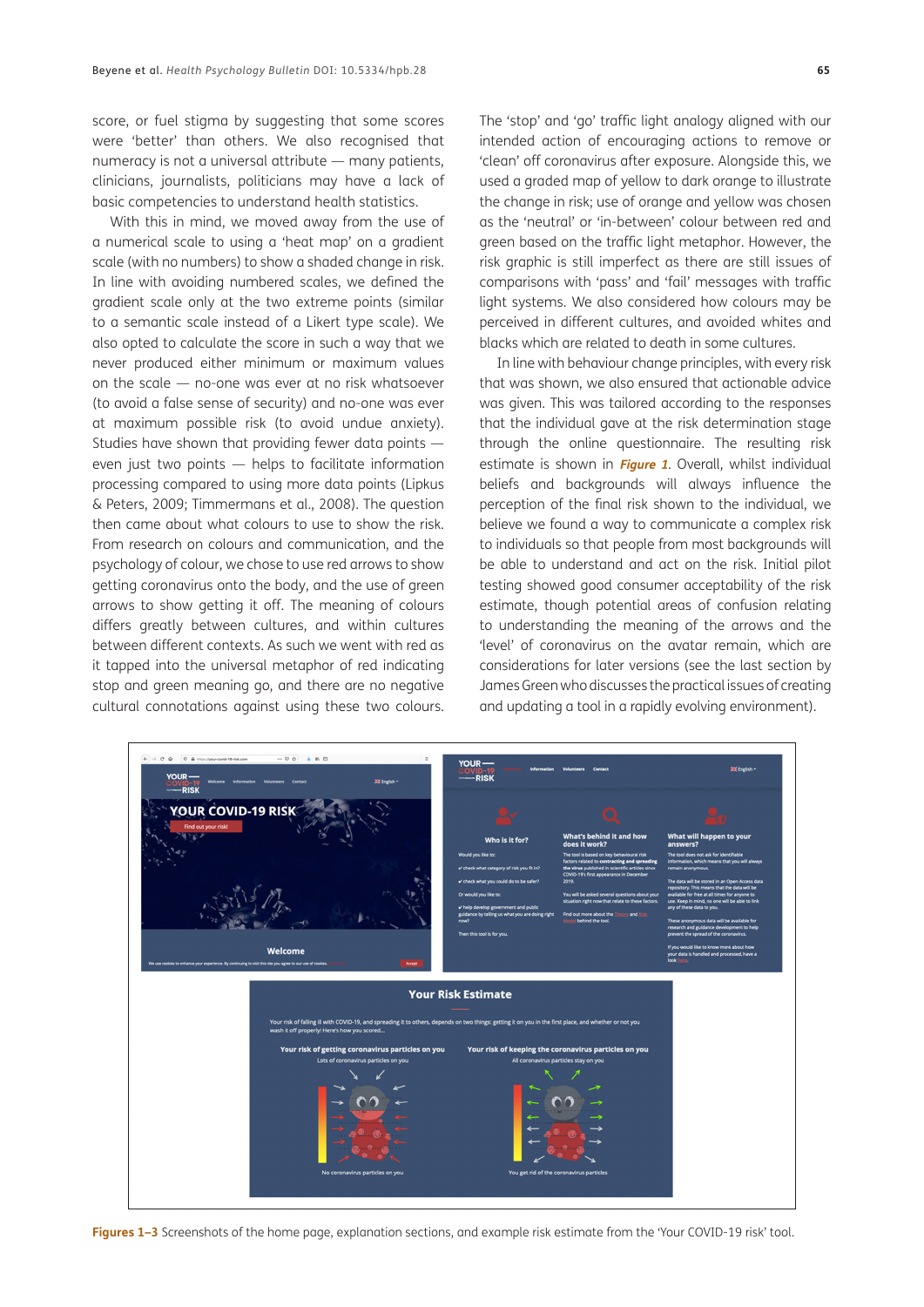score, or fuel stigma by suggesting that some scores were 'better' than others. We also recognised that numeracy is not a universal attribute — many patients, clinicians, journalists, politicians may have a lack of basic competencies to understand health statistics.

With this in mind, we moved away from the use of a numerical scale to using a 'heat map' on a gradient scale (with no numbers) to show a shaded change in risk. In line with avoiding numbered scales, we defined the gradient scale only at the two extreme points (similar to a semantic scale instead of a Likert type scale). We also opted to calculate the score in such a way that we never produced either minimum or maximum values on the scale — no-one was ever at no risk whatsoever (to avoid a false sense of security) and no-one was ever at maximum possible risk (to avoid undue anxiety). Studies have shown that providing fewer data points — even just two points — helps to facilitate information processing compared to using more data points (Lipkus & Peters, 2009; Timmermans et al., 2008). The question then came about what colours to use to show the risk. From research on colours and communication, and the psychology of colour, we chose to use red arrows to show getting coronavirus onto the body, and the use of green arrows to show getting it off. The meaning of colours differs greatly between cultures, and within cultures between different contexts. As such we went with red as it tapped into the universal metaphor of red indicating stop and green meaning go, and there are no negative cultural connotations against using these two colours. The 'stop' and 'go' traffic light analogy aligned with our intended action of encouraging actions to remove or 'clean' off coronavirus after exposure. Alongside this, we used a graded map of yellow to dark orange to illustrate the change in risk; use of orange and yellow was chosen as the 'neutral' or 'in-between' colour between red and green based on the traffic light metaphor. However, the risk graphic is still imperfect as there are still issues of comparisons with 'pass' and 'fail' messages with traffic light systems. We also considered how colours may be perceived in different cultures, and avoided whites and blacks which are related to death in some cultures.

In line with behaviour change principles, with every risk that was shown, we also ensured that actionable advice was given. This was tailored according to the responses that the individual gave at the risk determination stage through the online questionnaire. The resulting risk estimate is shown in ***Figure 1***. Overall, whilst individual beliefs and backgrounds will always influence the perception of the final risk shown to the individual, we believe we found a way to communicate a complex risk to individuals so that people from most backgrounds will be able to understand and act on the risk. Initial pilot testing showed good consumer acceptability of the risk estimate, though potential areas of confusion relating to understanding the meaning of the arrows and the 'level' of coronavirus on the avatar remain, which are considerations for later versions (see the last section by James Green who discusses the practical issues of creating and updating a tool in a rapidly evolving environment).

**Figures 1–3** Screenshots of the home page, explanation sections, and example risk estimate from the 'Your COVID-19 risk' tool.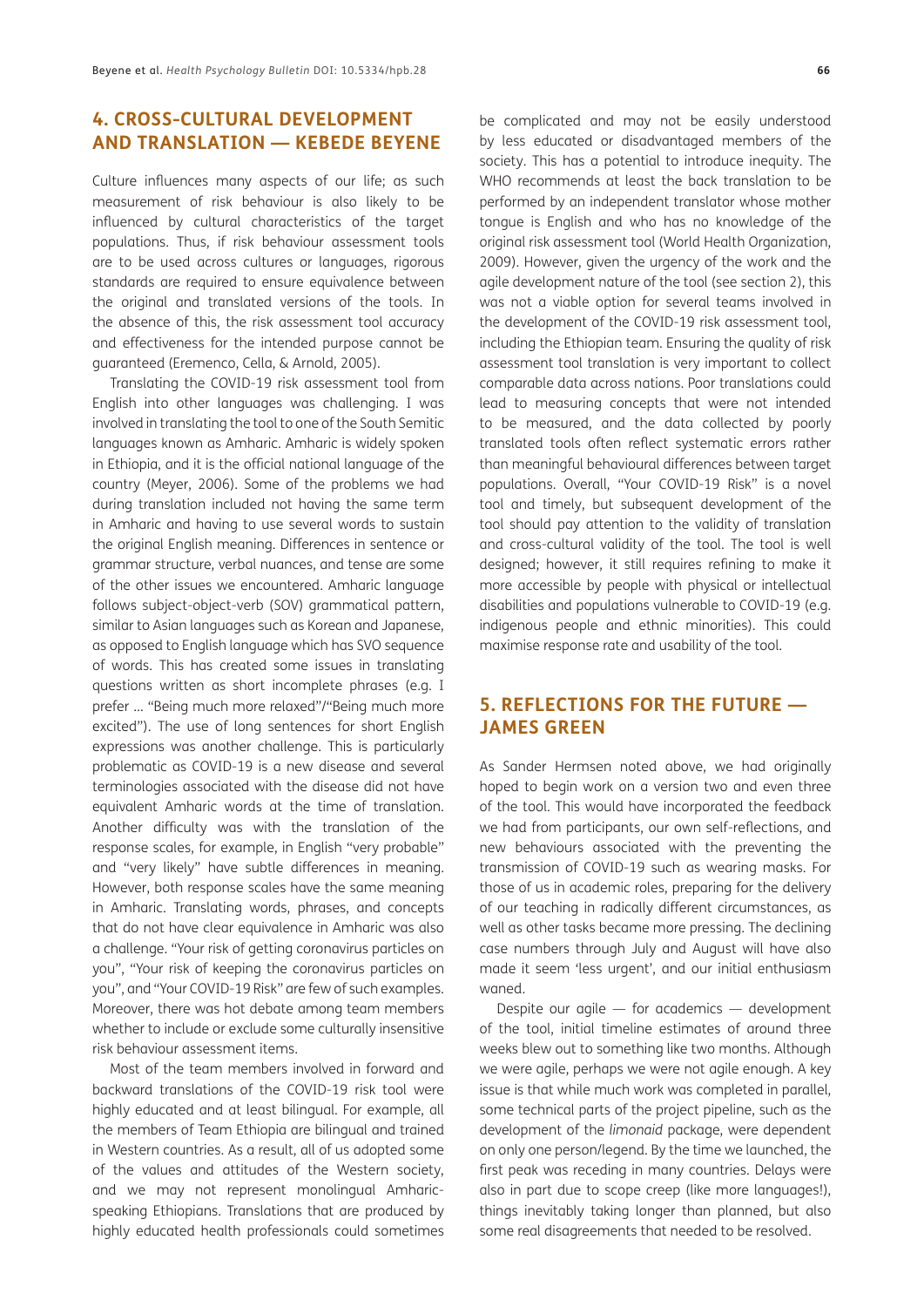## 4. CROSS-CULTURAL DEVELOPMENT AND TRANSLATION — KEBEDE BEYENE

Culture influences many aspects of our life; as such measurement of risk behaviour is also likely to be influenced by cultural characteristics of the target populations. Thus, if risk behaviour assessment tools are to be used across cultures or languages, rigorous standards are required to ensure equivalence between the original and translated versions of the tools. In the absence of this, the risk assessment tool accuracy and effectiveness for the intended purpose cannot be guaranteed (Eremenco, Cella, & Arnold, 2005).

Translating the COVID-19 risk assessment tool from English into other languages was challenging. I was involved in translating the tool to one of the South Semitic languages known as Amharic. Amharic is widely spoken in Ethiopia, and it is the official national language of the country (Meyer, 2006). Some of the problems we had during translation included not having the same term in Amharic and having to use several words to sustain the original English meaning. Differences in sentence or grammar structure, verbal nuances, and tense are some of the other issues we encountered. Amharic language follows subject-object-verb (SOV) grammatical pattern, similar to Asian languages such as Korean and Japanese, as opposed to English language which has SVO sequence of words. This has created some issues in translating questions written as short incomplete phrases (e.g. I prefer ... "Being much more relaxed"/"Being much more excited"). The use of long sentences for short English expressions was another challenge. This is particularly problematic as COVID-19 is a new disease and several terminologies associated with the disease did not have equivalent Amharic words at the time of translation. Another difficulty was with the translation of the response scales, for example, in English "very probable" and "very likely" have subtle differences in meaning. However, both response scales have the same meaning in Amharic. Translating words, phrases, and concepts that do not have clear equivalence in Amharic was also a challenge. "Your risk of getting coronavirus particles on you", "Your risk of keeping the coronavirus particles on you", and "Your COVID-19 Risk" are few of such examples. Moreover, there was hot debate among team members whether to include or exclude some culturally insensitive risk behaviour assessment items.

Most of the team members involved in forward and backward translations of the COVID-19 risk tool were highly educated and at least bilingual. For example, all the members of Team Ethiopia are bilingual and trained in Western countries. As a result, all of us adopted some of the values and attitudes of the Western society, and we may not represent monolingual Amharic-speaking Ethiopians. Translations that are produced by highly educated health professionals could sometimes be complicated and may not be easily understood by less educated or disadvantaged members of the society. This has a potential to introduce inequity. The WHO recommends at least the back translation to be performed by an independent translator whose mother tongue is English and who has no knowledge of the original risk assessment tool (World Health Organization, 2009). However, given the urgency of the work and the agile development nature of the tool (see section 2), this was not a viable option for several teams involved in the development of the COVID-19 risk assessment tool, including the Ethiopian team. Ensuring the quality of risk assessment tool translation is very important to collect comparable data across nations. Poor translations could lead to measuring concepts that were not intended to be measured, and the data collected by poorly translated tools often reflect systematic errors rather than meaningful behavioural differences between target populations. Overall, "Your COVID-19 Risk" is a novel tool and timely, but subsequent development of the tool should pay attention to the validity of translation and cross-cultural validity of the tool. The tool is well designed; however, it still requires refining to make it more accessible by people with physical or intellectual disabilities and populations vulnerable to COVID-19 (e.g. indigenous people and ethnic minorities). This could maximise response rate and usability of the tool.

## 5. REFLECTIONS FOR THE FUTURE — JAMES GREEN

As Sander Hermsen noted above, we had originally hoped to begin work on a version two and even three of the tool. This would have incorporated the feedback we had from participants, our own self-reflections, and new behaviours associated with the preventing the transmission of COVID-19 such as wearing masks. For those of us in academic roles, preparing for the delivery of our teaching in radically different circumstances, as well as other tasks became more pressing. The declining case numbers through July and August will have also made it seem 'less urgent', and our initial enthusiasm waned.

Despite our agile — for academics — development of the tool, initial timeline estimates of around three weeks blew out to something like two months. Although we were agile, perhaps we were not agile enough. A key issue is that while much work was completed in parallel, some technical parts of the project pipeline, such as the development of the *limonaid* package, were dependent on only one person/legend. By the time we launched, the first peak was receding in many countries. Delays were also in part due to scope creep (like more languages!), things inevitably taking longer than planned, but also some real disagreements that needed to be resolved.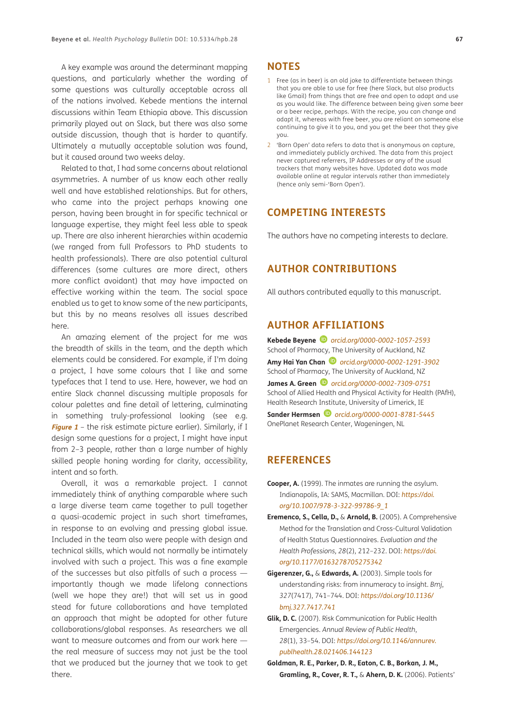A key example was around the determinant mapping questions, and particularly whether the wording of some questions was culturally acceptable across all of the nations involved. Kebede mentions the internal discussions within Team Ethiopia above. This discussion primarily played out on Slack, but there was also some outside discussion, though that is harder to quantify. Ultimately a mutually acceptable solution was found, but it caused around two weeks delay.

Related to that, I had some concerns about relational asymmetries. A number of us know each other really well and have established relationships. But for others, who came into the project perhaps knowing one person, having been brought in for specific technical or language expertise, they might feel less able to speak up. There are also inherent hierarchies within academia (we ranged from full Professors to PhD students to health professionals). There are also potential cultural differences (some cultures are more direct, others more conflict avoidant) that may have impacted on effective working within the team. The social space enabled us to get to know some of the new participants, but this by no means resolves all issues described here.

An amazing element of the project for me was the breadth of skills in the team, and the depth which elements could be considered. For example, if I'm doing a project, I have some colours that I like and some typefaces that I tend to use. Here, however, we had an entire Slack channel discussing multiple proposals for colour palettes and fine detail of lettering, culminating in something truly-professional looking (see e.g. ***Figure 1*** – the risk estimate picture earlier). Similarly, if I design some questions for a project, I might have input from 2–3 people, rather than a large number of highly skilled people honing wording for clarity, accessibility, intent and so forth.

Overall, it was a remarkable project. I cannot immediately think of anything comparable where such a large diverse team came together to pull together a quasi-academic project in such short timeframes, in response to an evolving and pressing global issue. Included in the team also were people with design and technical skills, which would not normally be intimately involved with such a project. This was a fine example of the successes but also pitfalls of such a process — importantly though we made lifelong connections (well we hope they are!) that will set us in good stead for future collaborations and have templated an approach that might be adopted for other future collaborations/global responses. As researchers we all want to measure outcomes and from our work here — the real measure of success may not just be the tool that we produced but the journey that we took to get there.

## NOTES

1. Free (as in beer) is an old joke to differentiate between things that you are able to use for free (here Slack, but also products like Gmail) from things that are free and open to adapt and use as you would like. The difference between being given some beer or a beer recipe, perhaps. With the recipe, you can change and adapt it, whereas with free beer, you are reliant on someone else continuing to give it to you, and you get the beer that they give you.
2. 'Born Open' data refers to data that is anonymous on capture, and immediately publicly archived. The data from this project never captured referrers, IP Addresses or any of the usual trackers that many websites have. Updated data was made available online at regular intervals rather than immediately (hence only semi-'Born Open').

## COMPETING INTERESTS

The authors have no competing interests to declare.

## AUTHOR CONTRIBUTIONS

All authors contributed equally to this manuscript.

## AUTHOR AFFILIATIONS

**Kebede Beyene** *orcid.org/0000-0002-1057-2593*
School of Pharmacy, The University of Auckland, NZ

**Amy Hai Yan Chan** *orcid.org/0000-0002-1291-3902*
School of Pharmacy, The University of Auckland, NZ

**James A. Green** *orcid.org/0000-0002-7309-0751*
School of Allied Health and Physical Activity for Health (PAfH), Health Research Institute, University of Limerick, IE

**Sander Hermsen** *orcid.org/0000-0001-8781-5445*
OnePlanet Research Center, Wageningen, NL

## REFERENCES

**Cooper, A.** (1999). The inmates are running the asylum. Indianapolis, IA: SAMS, Macmillan. DOI: *https://doi.org/10.1007/978-3-322-99786-9_1*

**Eremenco, S., Cella, D.,** & **Arnold, B.** (2005). A Comprehensive Method for the Translation and Cross-Cultural Validation of Health Status Questionnaires. *Evaluation and the Health Professions, 28*(2), 212–232. DOI: *https://doi.org/10.1177/0163278705275342*

**Gigerenzer, G.,** & **Edwards, A.** (2003). Simple tools for understanding risks: from innumeracy to insight. *Bmj, 327*(7417), 741–744. DOI: *https://doi.org/10.1136/bmj.327.7417.741*

**Glik, D. C.** (2007). Risk Communication for Public Health Emergencies. *Annual Review of Public Health, 28*(1), 33–54. DOI: *https://doi.org/10.1146/annurev.publhealth.28.021406.144123*

**Goldman, R. E., Parker, D. R., Eaton, C. B., Borkan, J. M., Gramling, R., Cover, R. T.,** & **Ahern, D. K.** (2006). Patients'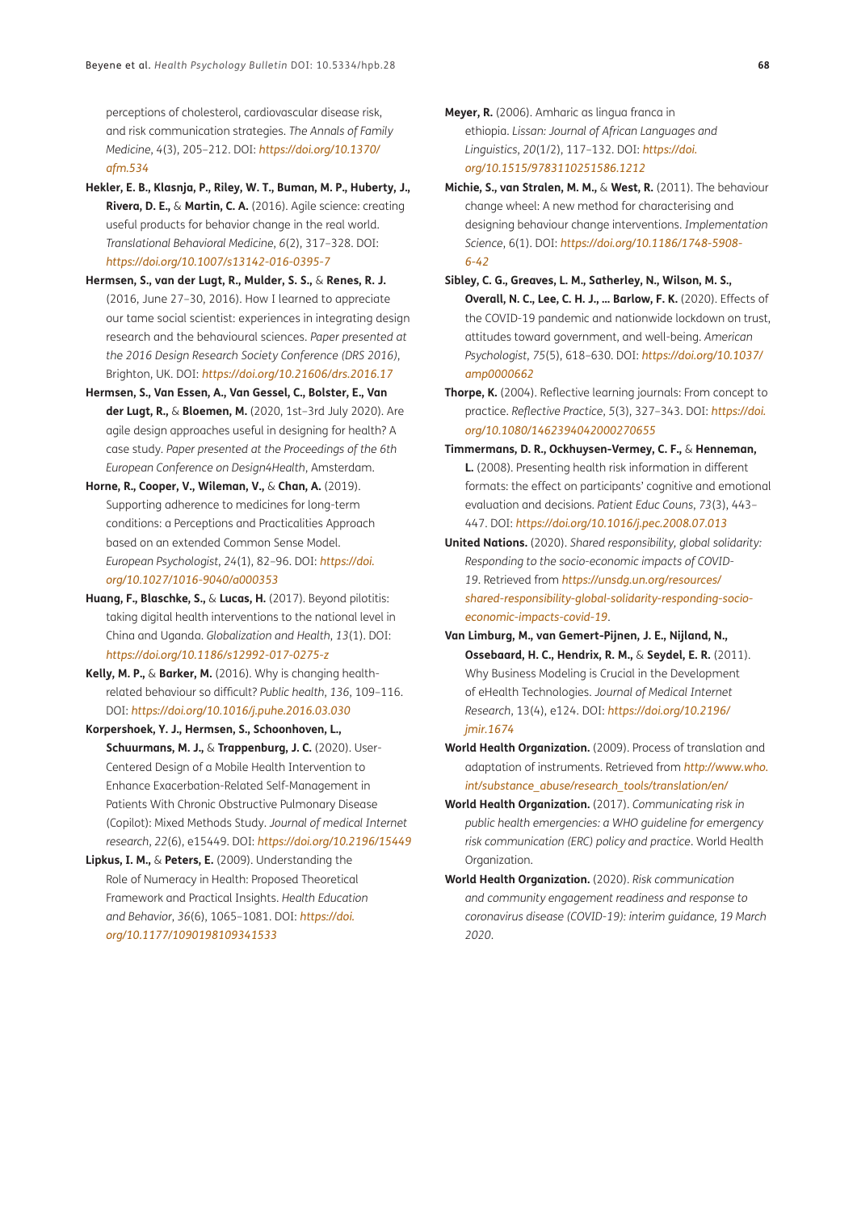perceptions of cholesterol, cardiovascular disease risk, and risk communication strategies. *The Annals of Family Medicine*, 4(3), 205–212. DOI: *https://doi.org/10.1370/afm.534*

**Hekler, E. B., Klasnja, P., Riley, W. T., Buman, M. P., Huberty, J., Rivera, D. E.,** & **Martin, C. A.** (2016). Agile science: creating useful products for behavior change in the real world. *Translational Behavioral Medicine*, *6*(2), 317–328. DOI: *https://doi.org/10.1007/s13142-016-0395-7*

**Hermsen, S., van der Lugt, R., Mulder, S. S.,** & **Renes, R. J.** (2016, June 27–30, 2016). How I learned to appreciate our tame social scientist: experiences in integrating design research and the behavioural sciences. *Paper presented at the 2016 Design Research Society Conference (DRS 2016)*, Brighton, UK. DOI: *https://doi.org/10.21606/drs.2016.17*

**Hermsen, S., Van Essen, A., Van Gessel, C., Bolster, E., Van der Lugt, R.,** & **Bloemen, M.** (2020, 1st–3rd July 2020). Are agile design approaches useful in designing for health? A case study. *Paper presented at the Proceedings of the 6th European Conference on Design4Health*, Amsterdam.

**Horne, R., Cooper, V., Wileman, V.,** & **Chan, A.** (2019). Supporting adherence to medicines for long-term conditions: a Perceptions and Practicalities Approach based on an extended Common Sense Model. *European Psychologist*, 24(1), 82–96. DOI: *https://doi.org/10.1027/1016-9040/a000353*

**Huang, F., Blaschke, S.,** & **Lucas, H.** (2017). Beyond pilotitis: taking digital health interventions to the national level in China and Uganda. *Globalization and Health*, *13*(1). DOI: *https://doi.org/10.1186/s12992-017-0275-z*

**Kelly, M. P.,** & **Barker, M.** (2016). Why is changing health-related behaviour so difficult? *Public health*, *136*, 109–116. DOI: *https://doi.org/10.1016/j.puhe.2016.03.030*

**Korpershoek, Y. J., Hermsen, S., Schoonhoven, L., Schuurmans, M. J.,** & **Trappenburg, J. C.** (2020). User-Centered Design of a Mobile Health Intervention to Enhance Exacerbation-Related Self-Management in Patients With Chronic Obstructive Pulmonary Disease (Copilot): Mixed Methods Study. *Journal of medical Internet research*, *22*(6), e15449. DOI: *https://doi.org/10.2196/15449*

**Lipkus, I. M.,** & **Peters, E.** (2009). Understanding the Role of Numeracy in Health: Proposed Theoretical Framework and Practical Insights. *Health Education and Behavior*, *36*(6), 1065–1081. DOI: *https://doi.org/10.1177/1090198109341533*

**Meyer, R.** (2006). Amharic as lingua franca in ethiopia. *Lissan: Journal of African Languages and Linguistics*, *20*(1/2), 117–132. DOI: *https://doi.org/10.1515/9783110251586.1212*

**Michie, S., van Stralen, M. M.,** & **West, R.** (2011). The behaviour change wheel: A new method for characterising and designing behaviour change interventions. *Implementation Science*, 6(1). DOI: *https://doi.org/10.1186/1748-5908-6-42*

**Sibley, C. G., Greaves, L. M., Satherley, N., Wilson, M. S., Overall, N. C., Lee, C. H. J., … Barlow, F. K.** (2020). Effects of the COVID-19 pandemic and nationwide lockdown on trust, attitudes toward government, and well-being. *American Psychologist*, *75*(5), 618–630. DOI: *https://doi.org/10.1037/amp0000662*

**Thorpe, K.** (2004). Reflective learning journals: From concept to practice. *Reflective Practice*, *5*(3), 327–343. DOI: *https://doi.org/10.1080/1462394042000270655*

**Timmermans, D. R., Ockhuysen-Vermey, C. F.,** & **Henneman, L.** (2008). Presenting health risk information in different formats: the effect on participants' cognitive and emotional evaluation and decisions. *Patient Educ Couns*, *73*(3), 443–447. DOI: *https://doi.org/10.1016/j.pec.2008.07.013*

**United Nations.** (2020). *Shared responsibility, global solidarity: Responding to the socio-economic impacts of COVID-19*. Retrieved from *https://unsdg.un.org/resources/shared-responsibility-global-solidarity-responding-socio-economic-impacts-covid-19*.

**Van Limburg, M., van Gemert-Pijnen, J. E., Nijland, N., Ossebaard, H. C., Hendrix, R. M.,** & **Seydel, E. R.** (2011). Why Business Modeling is Crucial in the Development of eHealth Technologies. *Journal of Medical Internet Research*, 13(4), e124. DOI: *https://doi.org/10.2196/jmir.1674*

**World Health Organization.** (2009). Process of translation and adaptation of instruments. Retrieved from *http://www.who.int/substance_abuse/research_tools/translation/en/*

**World Health Organization.** (2017). *Communicating risk in public health emergencies: a WHO guideline for emergency risk communication (ERC) policy and practice*. World Health Organization.

**World Health Organization.** (2020). *Risk communication and community engagement readiness and response to coronavirus disease (COVID-19): interim guidance, 19 March 2020*.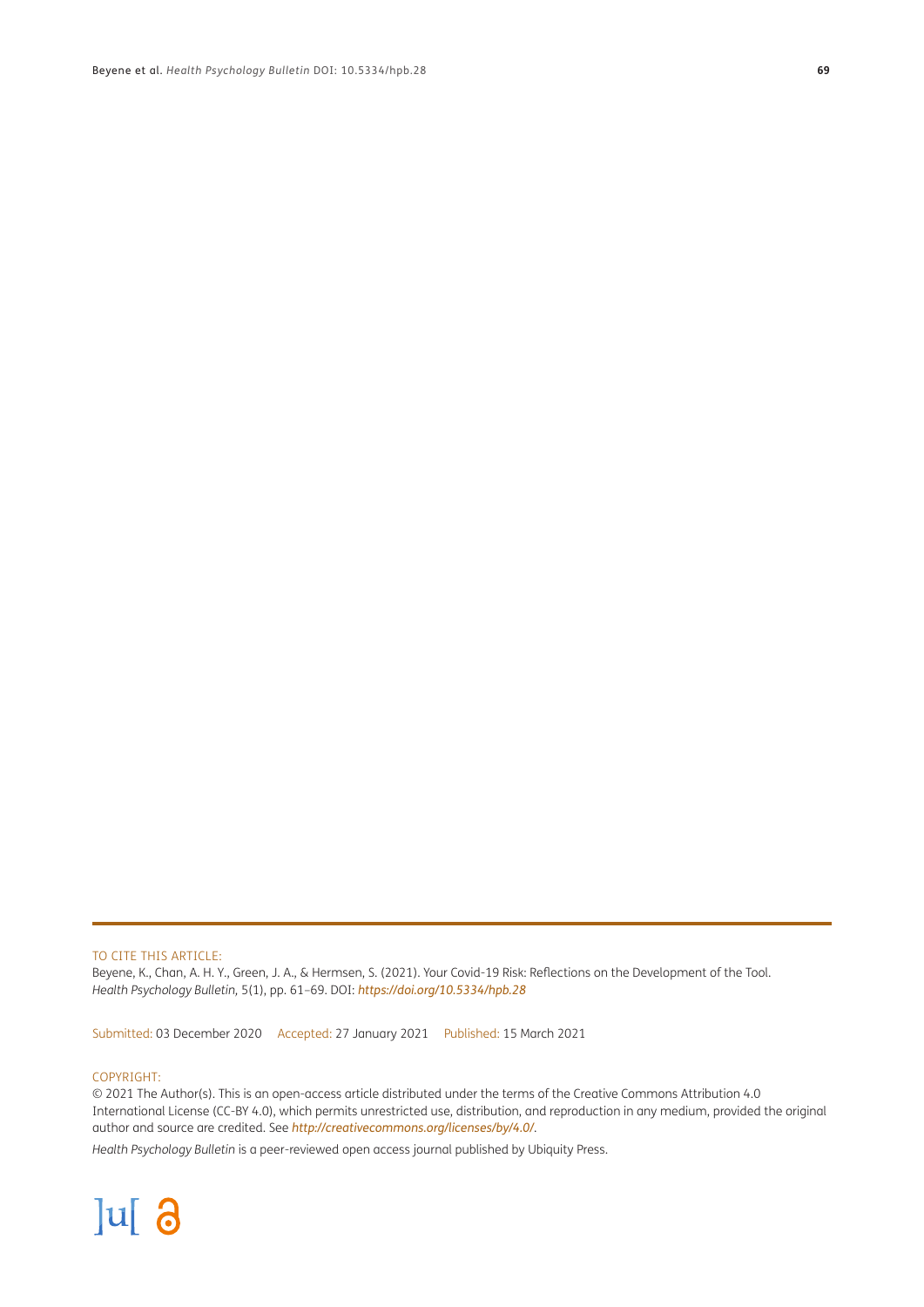TO CITE THIS ARTICLE:

Beyene, K., Chan, A. H. Y., Green, J. A., & Hermsen, S. (2021). Your Covid-19 Risk: Reflections on the Development of the Tool. *Health Psychology Bulletin,* 5(1), pp. 61–69. DOI: *https://doi.org/10.5334/hpb.28*

Submitted: 03 December 2020 Accepted: 27 January 2021 Published: 15 March 2021

COPYRIGHT:

© 2021 The Author(s). This is an open-access article distributed under the terms of the Creative Commons Attribution 4.0 International License (CC-BY 4.0), which permits unrestricted use, distribution, and reproduction in any medium, provided the original author and source are credited. See *http://creativecommons.org/licenses/by/4.0/*.

*Health Psychology Bulletin* is a peer-reviewed open access journal published by Ubiquity Press.